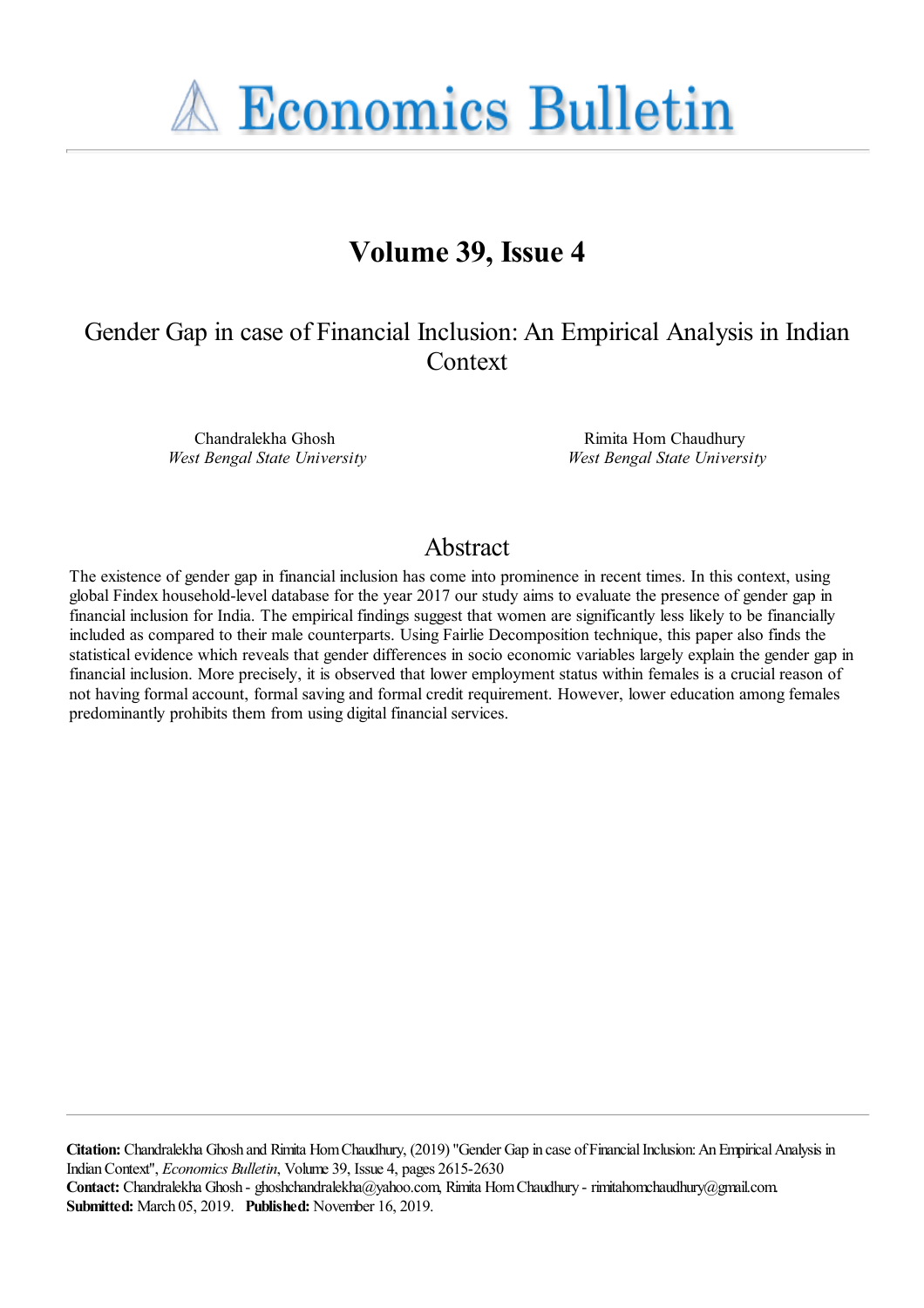# Economics Bulletin

## Volume 39, Issue 4

## Gender Gap in case of Financial Inclusion: An Empirical Analysis in Indian Context

Chandralekha Ghosh  
*West Bengal State University*

Rimita Hom Chaudhury  
*West Bengal State University*

## Abstract

The existence of gender gap in financial inclusion has come into prominence in recent times. In this context, using global Findex household-level database for the year 2017 our study aims to evaluate the presence of gender gap in financial inclusion for India. The empirical findings suggest that women are significantly less likely to be financially included as compared to their male counterparts. Using Fairlie Decomposition technique, this paper also finds the statistical evidence which reveals that gender differences in socio economic variables largely explain the gender gap in financial inclusion. More precisely, it is observed that lower employment status within females is a crucial reason of not having formal account, formal saving and formal credit requirement. However, lower education among females predominantly prohibits them from using digital financial services.

---

**Citation:** Chandralekha Ghosh and Rimita Hom Chaudhury, (2019) "Gender Gap in case of Financial Inclusion: An Empirical Analysis in Indian Context", *Economics Bulletin*, Volume 39, Issue 4, pages 2615-2630  
**Contact:** Chandralekha Ghosh - ghoshchandralekha@yahoo.com, Rimita Hom Chaudhury - rimitahomchaudhury@gmail.com.  
**Submitted:** March 05, 2019. **Published:** November 16, 2019.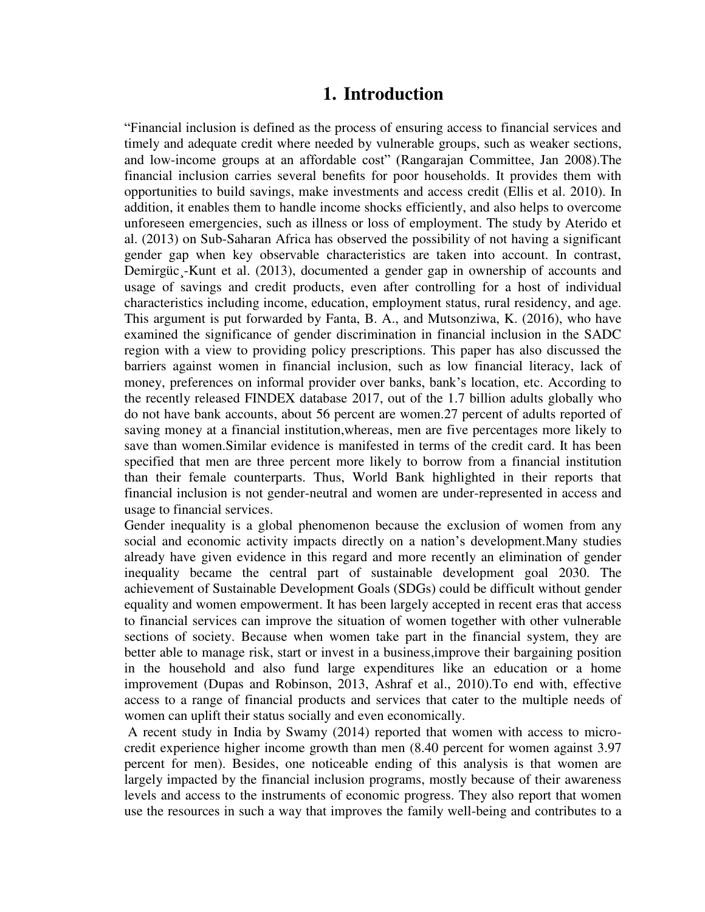# 1. Introduction

"Financial inclusion is defined as the process of ensuring access to financial services and timely and adequate credit where needed by vulnerable groups, such as weaker sections, and low-income groups at an affordable cost" (Rangarajan Committee, Jan 2008).The financial inclusion carries several benefits for poor households. It provides them with opportunities to build savings, make investments and access credit (Ellis et al. 2010). In addition, it enables them to handle income shocks efficiently, and also helps to overcome unforeseen emergencies, such as illness or loss of employment. The study by Aterido et al. (2013) on Sub-Saharan Africa has observed the possibility of not having a significant gender gap when key observable characteristics are taken into account. In contrast, Demirgüc¸-Kunt et al. (2013), documented a gender gap in ownership of accounts and usage of savings and credit products, even after controlling for a host of individual characteristics including income, education, employment status, rural residency, and age. This argument is put forwarded by Fanta, B. A., and Mutsonziwa, K. (2016), who have examined the significance of gender discrimination in financial inclusion in the SADC region with a view to providing policy prescriptions. This paper has also discussed the barriers against women in financial inclusion, such as low financial literacy, lack of money, preferences on informal provider over banks, bank's location, etc. According to the recently released FINDEX database 2017, out of the 1.7 billion adults globally who do not have bank accounts, about 56 percent are women.27 percent of adults reported of saving money at a financial institution,whereas, men are five percentages more likely to save than women.Similar evidence is manifested in terms of the credit card. It has been specified that men are three percent more likely to borrow from a financial institution than their female counterparts. Thus, World Bank highlighted in their reports that financial inclusion is not gender-neutral and women are under-represented in access and usage to financial services.

Gender inequality is a global phenomenon because the exclusion of women from any social and economic activity impacts directly on a nation's development.Many studies already have given evidence in this regard and more recently an elimination of gender inequality became the central part of sustainable development goal 2030. The achievement of Sustainable Development Goals (SDGs) could be difficult without gender equality and women empowerment. It has been largely accepted in recent eras that access to financial services can improve the situation of women together with other vulnerable sections of society. Because when women take part in the financial system, they are better able to manage risk, start or invest in a business,improve their bargaining position in the household and also fund large expenditures like an education or a home improvement (Dupas and Robinson, 2013, Ashraf et al., 2010).To end with, effective access to a range of financial products and services that cater to the multiple needs of women can uplift their status socially and even economically.

A recent study in India by Swamy (2014) reported that women with access to micro-credit experience higher income growth than men (8.40 percent for women against 3.97 percent for men). Besides, one noticeable ending of this analysis is that women are largely impacted by the financial inclusion programs, mostly because of their awareness levels and access to the instruments of economic progress. They also report that women use the resources in such a way that improves the family well-being and contributes to a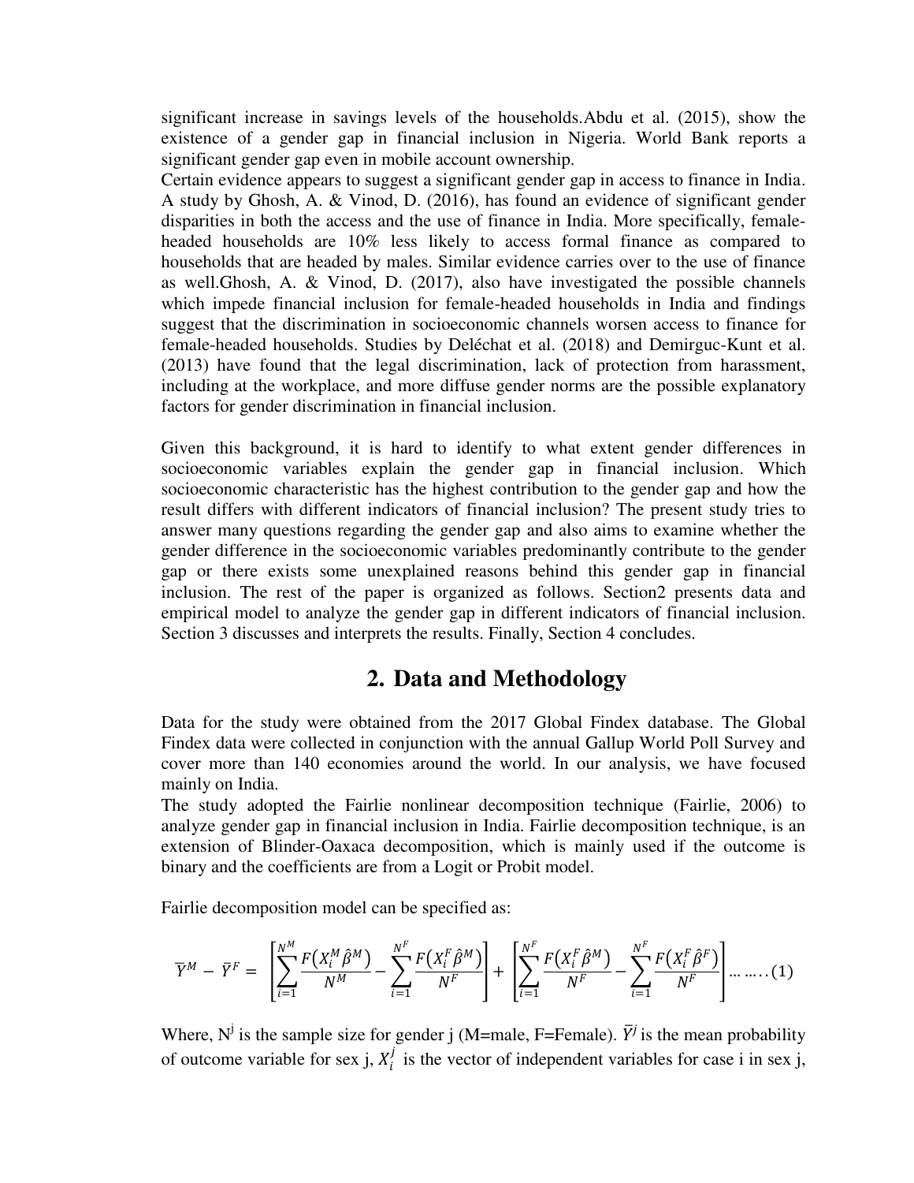significant increase in savings levels of the households.Abdu et al. (2015), show the existence of a gender gap in financial inclusion in Nigeria. World Bank reports a significant gender gap even in mobile account ownership.

Certain evidence appears to suggest a significant gender gap in access to finance in India. A study by Ghosh, A. & Vinod, D. (2016), has found an evidence of significant gender disparities in both the access and the use of finance in India. More specifically, female-headed households are 10% less likely to access formal finance as compared to households that are headed by males. Similar evidence carries over to the use of finance as well.Ghosh, A. & Vinod, D. (2017), also have investigated the possible channels which impede financial inclusion for female-headed households in India and findings suggest that the discrimination in socioeconomic channels worsen access to finance for female-headed households. Studies by Deléchat et al. (2018) and Demirguc-Kunt et al. (2013) have found that the legal discrimination, lack of protection from harassment, including at the workplace, and more diffuse gender norms are the possible explanatory factors for gender discrimination in financial inclusion.

Given this background, it is hard to identify to what extent gender differences in socioeconomic variables explain the gender gap in financial inclusion. Which socioeconomic characteristic has the highest contribution to the gender gap and how the result differs with different indicators of financial inclusion? The present study tries to answer many questions regarding the gender gap and also aims to examine whether the gender difference in the socioeconomic variables predominantly contribute to the gender gap or there exists some unexplained reasons behind this gender gap in financial inclusion. The rest of the paper is organized as follows. Section2 presents data and empirical model to analyze the gender gap in different indicators of financial inclusion. Section 3 discusses and interprets the results. Finally, Section 4 concludes.

## 2. Data and Methodology

Data for the study were obtained from the 2017 Global Findex database. The Global Findex data were collected in conjunction with the annual Gallup World Poll Survey and cover more than 140 economies around the world. In our analysis, we have focused mainly on India.

The study adopted the Fairlie nonlinear decomposition technique (Fairlie, 2006) to analyze gender gap in financial inclusion in India. Fairlie decomposition technique, is an extension of Blinder-Oaxaca decomposition, which is mainly used if the outcome is binary and the coefficients are from a Logit or Probit model.

Fairlie decomposition model can be specified as:

$$\overline{Y}^M - \overline{Y}^F = \left[\sum_{i=1}^{N^M} \frac{F\left(X_i^M \hat{\beta}^M\right)}{N^M} - \sum_{i=1}^{N^F} \frac{F\left(X_i^F \hat{\beta}^M\right)}{N^F}\right] + \left[\sum_{i=1}^{N^F} \frac{F\left(X_i^F \hat{\beta}^M\right)}{N^F} - \sum_{i=1}^{N^F} \frac{F\left(X_i^F \hat{\beta}^F\right)}{N^F}\right] \ldots\ldots(1)$$

Where, $N^j$ is the sample size for gender j (M=male, F=Female). $\overline{Y}^j$ is the mean probability of outcome variable for sex j, $X_i^j$ is the vector of independent variables for case i in sex j,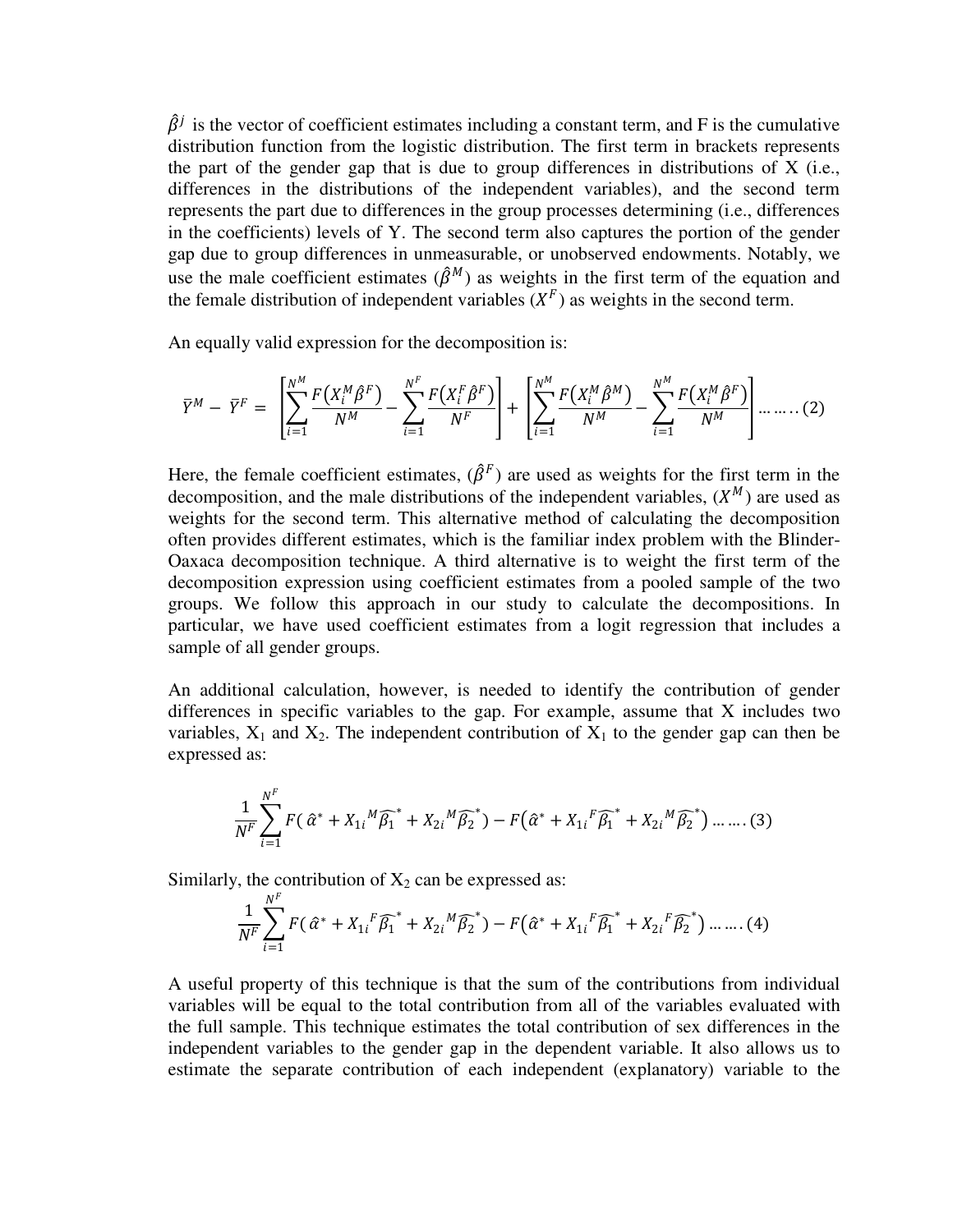$\hat{\beta}^j$ is the vector of coefficient estimates including a constant term, and F is the cumulative distribution function from the logistic distribution. The first term in brackets represents the part of the gender gap that is due to group differences in distributions of X (i.e., differences in the distributions of the independent variables), and the second term represents the part due to differences in the group processes determining (i.e., differences in the coefficients) levels of Y. The second term also captures the portion of the gender gap due to group differences in unmeasurable, or unobserved endowments. Notably, we use the male coefficient estimates ($\hat{\beta}^M$) as weights in the first term of the equation and the female distribution of independent variables ($X^F$) as weights in the second term.

An equally valid expression for the decomposition is:

$$\bar{Y}^M - \bar{Y}^F = \left[\sum_{i=1}^{N^M} \frac{F(X_i^M \hat{\beta}^F)}{N^M} - \sum_{i=1}^{N^F} \frac{F(X_i^F \hat{\beta}^F)}{N^F}\right] + \left[\sum_{i=1}^{N^M} \frac{F(X_i^M \hat{\beta}^M)}{N^M} - \sum_{i=1}^{N^M} \frac{F(X_i^M \hat{\beta}^F)}{N^M}\right] \ldots\ldots (2)$$

Here, the female coefficient estimates, ($\hat{\beta}^F$) are used as weights for the first term in the decomposition, and the male distributions of the independent variables, ($X^M$) are used as weights for the second term. This alternative method of calculating the decomposition often provides different estimates, which is the familiar index problem with the Blinder-Oaxaca decomposition technique. A third alternative is to weight the first term of the decomposition expression using coefficient estimates from a pooled sample of the two groups. We follow this approach in our study to calculate the decompositions. In particular, we have used coefficient estimates from a logit regression that includes a sample of all gender groups.

An additional calculation, however, is needed to identify the contribution of gender differences in specific variables to the gap. For example, assume that X includes two variables, $X_1$ and $X_2$. The independent contribution of $X_1$ to the gender gap can then be expressed as:

$$\frac{1}{N^F}\sum_{i=1}^{N^F} F(\hat{\alpha}^* + X_{1i}{}^M \widehat{\beta_1}^* + X_{2i}{}^M \widehat{\beta_2}^*) - F(\hat{\alpha}^* + X_{1i}{}^F \widehat{\beta_1}^* + X_{2i}{}^M \widehat{\beta_2}^*) \ldots\ldots (3)$$

Similarly, the contribution of $X_2$ can be expressed as:

$$\frac{1}{N^F}\sum_{i=1}^{N^F} F(\hat{\alpha}^* + X_{1i}{}^F \widehat{\beta_1}^* + X_{2i}{}^M \widehat{\beta_2}^*) - F(\hat{\alpha}^* + X_{1i}{}^F \widehat{\beta_1}^* + X_{2i}{}^F \widehat{\beta_2}^*) \ldots\ldots (4)$$

A useful property of this technique is that the sum of the contributions from individual variables will be equal to the total contribution from all of the variables evaluated with the full sample. This technique estimates the total contribution of sex differences in the independent variables to the gender gap in the dependent variable. It also allows us to estimate the separate contribution of each independent (explanatory) variable to the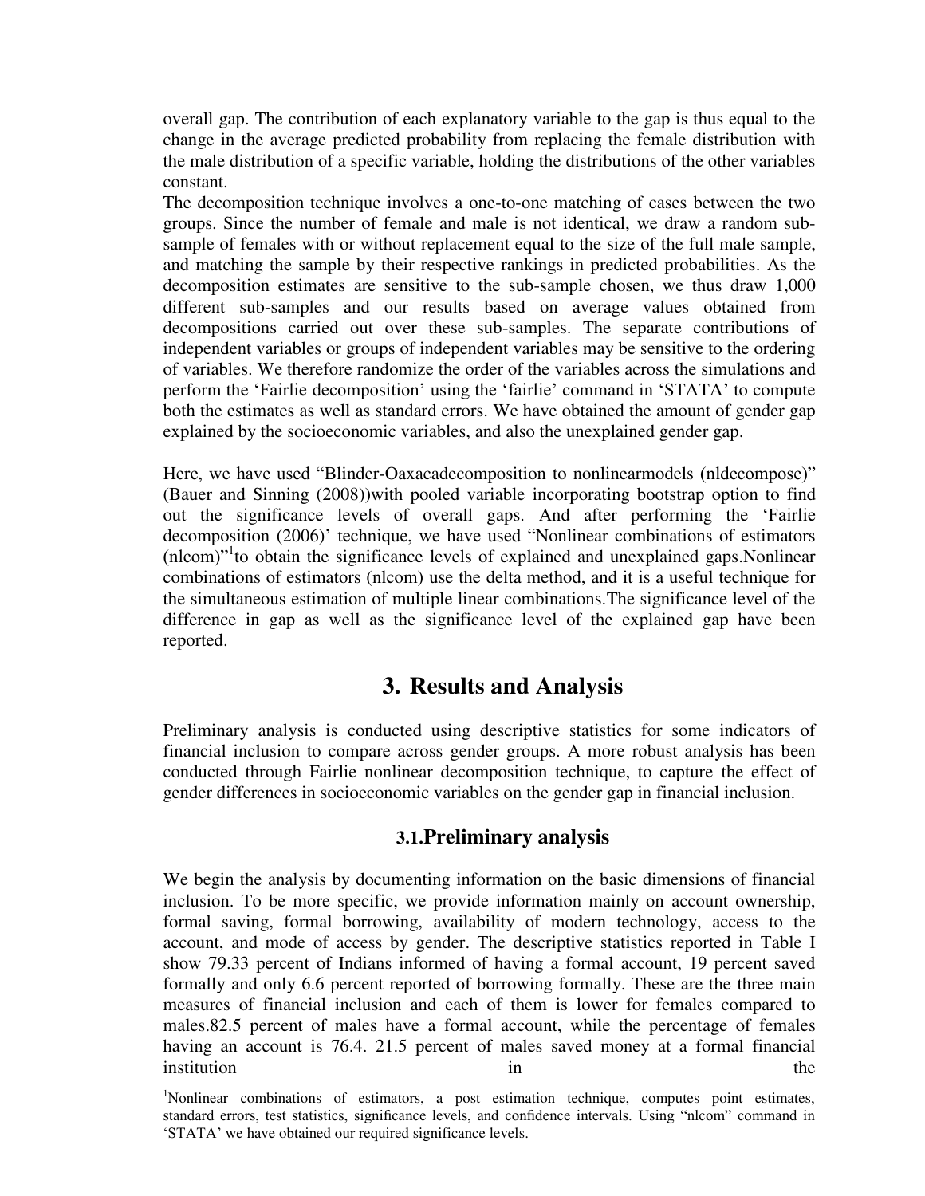overall gap. The contribution of each explanatory variable to the gap is thus equal to the change in the average predicted probability from replacing the female distribution with the male distribution of a specific variable, holding the distributions of the other variables constant.

The decomposition technique involves a one-to-one matching of cases between the two groups. Since the number of female and male is not identical, we draw a random sub-sample of females with or without replacement equal to the size of the full male sample, and matching the sample by their respective rankings in predicted probabilities. As the decomposition estimates are sensitive to the sub-sample chosen, we thus draw 1,000 different sub-samples and our results based on average values obtained from decompositions carried out over these sub-samples. The separate contributions of independent variables or groups of independent variables may be sensitive to the ordering of variables. We therefore randomize the order of the variables across the simulations and perform the 'Fairlie decomposition' using the 'fairlie' command in 'STATA' to compute both the estimates as well as standard errors. We have obtained the amount of gender gap explained by the socioeconomic variables, and also the unexplained gender gap.

Here, we have used "Blinder-Oaxacadecomposition to nonlinearmodels (nldecompose)" (Bauer and Sinning (2008))with pooled variable incorporating bootstrap option to find out the significance levels of overall gaps. And after performing the 'Fairlie decomposition (2006)' technique, we have used "Nonlinear combinations of estimators (nlcom)"[1]to obtain the significance levels of explained and unexplained gaps.Nonlinear combinations of estimators (nlcom) use the delta method, and it is a useful technique for the simultaneous estimation of multiple linear combinations.The significance level of the difference in gap as well as the significance level of the explained gap have been reported.

# 3. Results and Analysis

Preliminary analysis is conducted using descriptive statistics for some indicators of financial inclusion to compare across gender groups. A more robust analysis has been conducted through Fairlie nonlinear decomposition technique, to capture the effect of gender differences in socioeconomic variables on the gender gap in financial inclusion.

## 3.1.Preliminary analysis

We begin the analysis by documenting information on the basic dimensions of financial inclusion. To be more specific, we provide information mainly on account ownership, formal saving, formal borrowing, availability of modern technology, access to the account, and mode of access by gender. The descriptive statistics reported in Table I show 79.33 percent of Indians informed of having a formal account, 19 percent saved formally and only 6.6 percent reported of borrowing formally. These are the three main measures of financial inclusion and each of them is lower for females compared to males.82.5 percent of males have a formal account, while the percentage of females having an account is 76.4. 21.5 percent of males saved money at a formal financial institution in the

[1]Nonlinear combinations of estimators, a post estimation technique, computes point estimates, standard errors, test statistics, significance levels, and confidence intervals. Using "nlcom" command in 'STATA' we have obtained our required significance levels.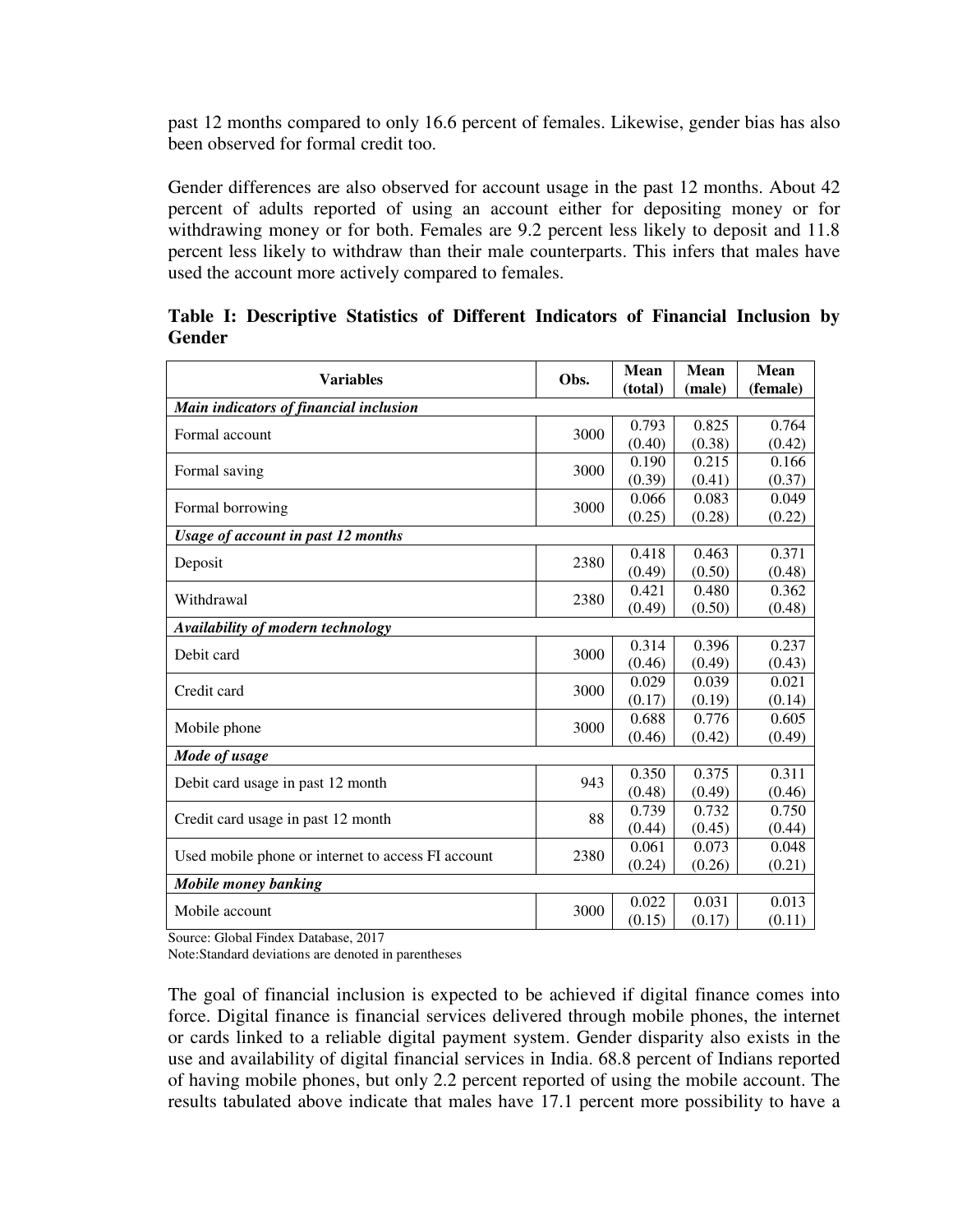past 12 months compared to only 16.6 percent of females. Likewise, gender bias has also been observed for formal credit too.

Gender differences are also observed for account usage in the past 12 months. About 42 percent of adults reported of using an account either for depositing money or for withdrawing money or for both. Females are 9.2 percent less likely to deposit and 11.8 percent less likely to withdraw than their male counterparts. This infers that males have used the account more actively compared to females.

**Table I: Descriptive Statistics of Different Indicators of Financial Inclusion by Gender**

| Variables | Obs. | Mean (total) | Mean (male) | Mean (female) |
|---|---|---|---|---|
| ***Main indicators of financial inclusion*** | | | | |
| Formal account | 3000 | 0.793 (0.40) | 0.825 (0.38) | 0.764 (0.42) |
| Formal saving | 3000 | 0.190 (0.39) | 0.215 (0.41) | 0.166 (0.37) |
| Formal borrowing | 3000 | 0.066 (0.25) | 0.083 (0.28) | 0.049 (0.22) |
| ***Usage of account in past 12 months*** | | | | |
| Deposit | 2380 | 0.418 (0.49) | 0.463 (0.50) | 0.371 (0.48) |
| Withdrawal | 2380 | 0.421 (0.49) | 0.480 (0.50) | 0.362 (0.48) |
| ***Availability of modern technology*** | | | | |
| Debit card | 3000 | 0.314 (0.46) | 0.396 (0.49) | 0.237 (0.43) |
| Credit card | 3000 | 0.029 (0.17) | 0.039 (0.19) | 0.021 (0.14) |
| Mobile phone | 3000 | 0.688 (0.46) | 0.776 (0.42) | 0.605 (0.49) |
| ***Mode of usage*** | | | | |
| Debit card usage in past 12 month | 943 | 0.350 (0.48) | 0.375 (0.49) | 0.311 (0.46) |
| Credit card usage in past 12 month | 88 | 0.739 (0.44) | 0.732 (0.45) | 0.750 (0.44) |
| Used mobile phone or internet to access FI account | 2380 | 0.061 (0.24) | 0.073 (0.26) | 0.048 (0.21) |
| ***Mobile money banking*** | | | | |
| Mobile account | 3000 | 0.022 (0.15) | 0.031 (0.17) | 0.013 (0.11) |

Source: Global Findex Database, 2017

Note:Standard deviations are denoted in parentheses

The goal of financial inclusion is expected to be achieved if digital finance comes into force. Digital finance is financial services delivered through mobile phones, the internet or cards linked to a reliable digital payment system. Gender disparity also exists in the use and availability of digital financial services in India. 68.8 percent of Indians reported of having mobile phones, but only 2.2 percent reported of using the mobile account. The results tabulated above indicate that males have 17.1 percent more possibility to have a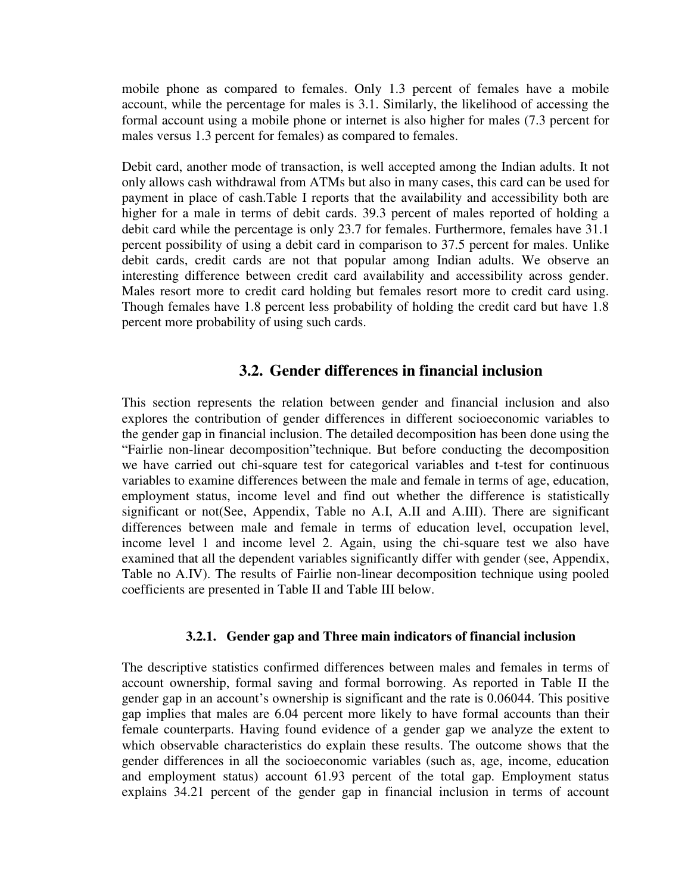mobile phone as compared to females. Only 1.3 percent of females have a mobile account, while the percentage for males is 3.1. Similarly, the likelihood of accessing the formal account using a mobile phone or internet is also higher for males (7.3 percent for males versus 1.3 percent for females) as compared to females.

Debit card, another mode of transaction, is well accepted among the Indian adults. It not only allows cash withdrawal from ATMs but also in many cases, this card can be used for payment in place of cash.Table I reports that the availability and accessibility both are higher for a male in terms of debit cards. 39.3 percent of males reported of holding a debit card while the percentage is only 23.7 for females. Furthermore, females have 31.1 percent possibility of using a debit card in comparison to 37.5 percent for males. Unlike debit cards, credit cards are not that popular among Indian adults. We observe an interesting difference between credit card availability and accessibility across gender. Males resort more to credit card holding but females resort more to credit card using. Though females have 1.8 percent less probability of holding the credit card but have 1.8 percent more probability of using such cards.

## 3.2. Gender differences in financial inclusion

This section represents the relation between gender and financial inclusion and also explores the contribution of gender differences in different socioeconomic variables to the gender gap in financial inclusion. The detailed decomposition has been done using the "Fairlie non-linear decomposition"technique. But before conducting the decomposition we have carried out chi-square test for categorical variables and t-test for continuous variables to examine differences between the male and female in terms of age, education, employment status, income level and find out whether the difference is statistically significant or not(See, Appendix, Table no A.I, A.II and A.III). There are significant differences between male and female in terms of education level, occupation level, income level 1 and income level 2. Again, using the chi-square test we also have examined that all the dependent variables significantly differ with gender (see, Appendix, Table no A.IV). The results of Fairlie non-linear decomposition technique using pooled coefficients are presented in Table II and Table III below.

### 3.2.1. Gender gap and Three main indicators of financial inclusion

The descriptive statistics confirmed differences between males and females in terms of account ownership, formal saving and formal borrowing. As reported in Table II the gender gap in an account's ownership is significant and the rate is 0.06044. This positive gap implies that males are 6.04 percent more likely to have formal accounts than their female counterparts. Having found evidence of a gender gap we analyze the extent to which observable characteristics do explain these results. The outcome shows that the gender differences in all the socioeconomic variables (such as, age, income, education and employment status) account 61.93 percent of the total gap. Employment status explains 34.21 percent of the gender gap in financial inclusion in terms of account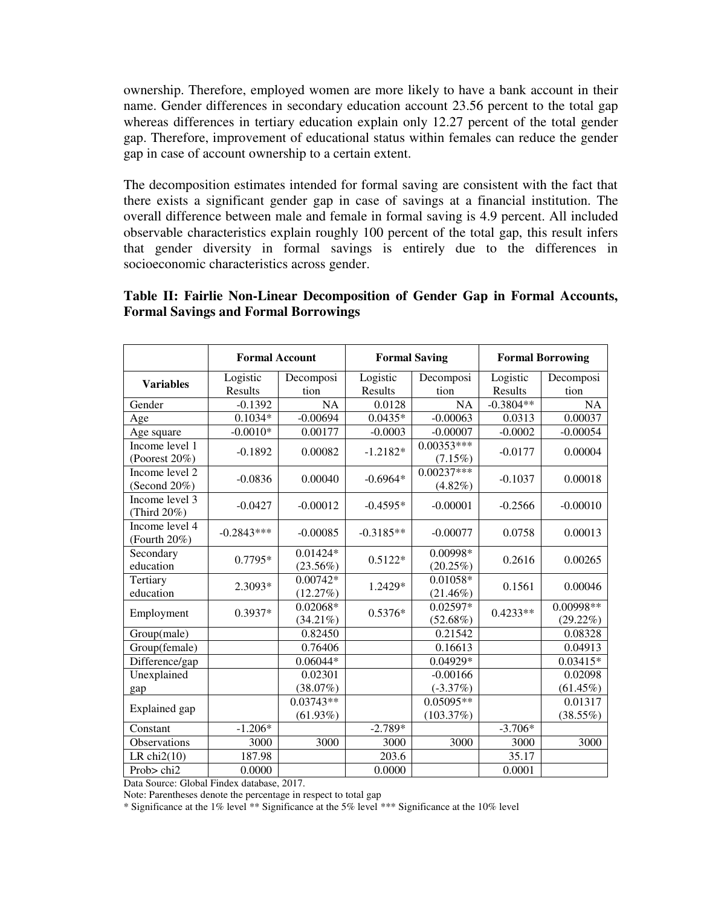ownership. Therefore, employed women are more likely to have a bank account in their name. Gender differences in secondary education account 23.56 percent to the total gap whereas differences in tertiary education explain only 12.27 percent of the total gender gap. Therefore, improvement of educational status within females can reduce the gender gap in case of account ownership to a certain extent.

The decomposition estimates intended for formal saving are consistent with the fact that there exists a significant gender gap in case of savings at a financial institution. The overall difference between male and female in formal saving is 4.9 percent. All included observable characteristics explain roughly 100 percent of the total gap, this result infers that gender diversity in formal savings is entirely due to the differences in socioeconomic characteristics across gender.

**Table II: Fairlie Non-Linear Decomposition of Gender Gap in Formal Accounts, Formal Savings and Formal Borrowings**

| | Formal Account | | Formal Saving | | Formal Borrowing | |
|---|---|---|---|---|---|---|
| **Variables** | Logistic Results | Decomposition | Logistic Results | Decomposition | Logistic Results | Decomposition |
| Gender | -0.1392 | NA | 0.0128 | NA | -0.3804** | NA |
| Age | 0.1034* | -0.00694 | 0.0435* | -0.00063 | 0.0313 | 0.00037 |
| Age square | -0.0010* | 0.00177 | -0.0003 | -0.00007 | -0.0002 | -0.00054 |
| Income level 1 (Poorest 20%) | -0.1892 | 0.00082 | -1.2182* | 0.00353*** (7.15%) | -0.0177 | 0.00004 |
| Income level 2 (Second 20%) | -0.0836 | 0.00040 | -0.6964* | 0.00237*** (4.82%) | -0.1037 | 0.00018 |
| Income level 3 (Third 20%) | -0.0427 | -0.00012 | -0.4595* | -0.00001 | -0.2566 | -0.00010 |
| Income level 4 (Fourth 20%) | -0.2843*** | -0.00085 | -0.3185** | -0.00077 | 0.0758 | 0.00013 |
| Secondary education | 0.7795* | 0.01424* (23.56%) | 0.5122* | 0.00998* (20.25%) | 0.2616 | 0.00265 |
| Tertiary education | 2.3093* | 0.00742* (12.27%) | 1.2429* | 0.01058* (21.46%) | 0.1561 | 0.00046 |
| Employment | 0.3937* | 0.02068* (34.21%) | 0.5376* | 0.02597* (52.68%) | 0.4233** | 0.00998** (29.22%) |
| Group(male) | | 0.82450 | | 0.21542 | | 0.08328 |
| Group(female) | | 0.76406 | | 0.16613 | | 0.04913 |
| Difference/gap | | 0.06044* | | 0.04929* | | 0.03415* |
| Unexplained gap | | 0.02301 (38.07%) | | -0.00166 (-3.37%) | | 0.02098 (61.45%) |
| Explained gap | | 0.03743** (61.93%) | | 0.05095** (103.37%) | | 0.01317 (38.55%) |
| Constant | -1.206* | | -2.789* | | -3.706* | |
| Observations | 3000 | 3000 | 3000 | 3000 | 3000 | 3000 |
| LR chi2(10) | 187.98 | | 203.6 | | 35.17 | |
| Prob> chi2 | 0.0000 | | 0.0000 | | 0.0001 | |

Data Source: Global Findex database, 2017.

Note: Parentheses denote the percentage in respect to total gap

* Significance at the 1% level ** Significance at the 5% level *** Significance at the 10% level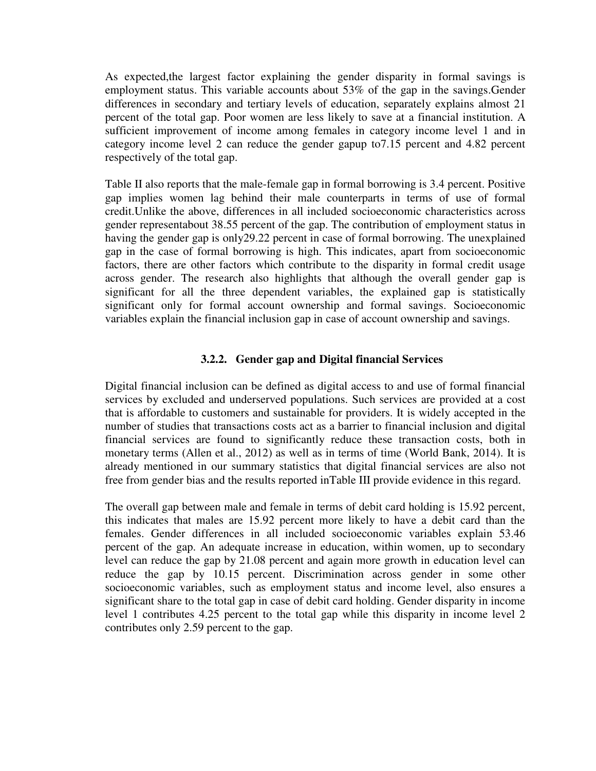As expected,the largest factor explaining the gender disparity in formal savings is employment status. This variable accounts about 53% of the gap in the savings.Gender differences in secondary and tertiary levels of education, separately explains almost 21 percent of the total gap. Poor women are less likely to save at a financial institution. A sufficient improvement of income among females in category income level 1 and in category income level 2 can reduce the gender gapup to7.15 percent and 4.82 percent respectively of the total gap.

Table II also reports that the male-female gap in formal borrowing is 3.4 percent. Positive gap implies women lag behind their male counterparts in terms of use of formal credit.Unlike the above, differences in all included socioeconomic characteristics across gender representabout 38.55 percent of the gap. The contribution of employment status in having the gender gap is only29.22 percent in case of formal borrowing. The unexplained gap in the case of formal borrowing is high. This indicates, apart from socioeconomic factors, there are other factors which contribute to the disparity in formal credit usage across gender. The research also highlights that although the overall gender gap is significant for all the three dependent variables, the explained gap is statistically significant only for formal account ownership and formal savings. Socioeconomic variables explain the financial inclusion gap in case of account ownership and savings.

### 3.2.2. Gender gap and Digital financial Services

Digital financial inclusion can be defined as digital access to and use of formal financial services by excluded and underserved populations. Such services are provided at a cost that is affordable to customers and sustainable for providers. It is widely accepted in the number of studies that transactions costs act as a barrier to financial inclusion and digital financial services are found to significantly reduce these transaction costs, both in monetary terms (Allen et al., 2012) as well as in terms of time (World Bank, 2014). It is already mentioned in our summary statistics that digital financial services are also not free from gender bias and the results reported inTable III provide evidence in this regard.

The overall gap between male and female in terms of debit card holding is 15.92 percent, this indicates that males are 15.92 percent more likely to have a debit card than the females. Gender differences in all included socioeconomic variables explain 53.46 percent of the gap. An adequate increase in education, within women, up to secondary level can reduce the gap by 21.08 percent and again more growth in education level can reduce the gap by 10.15 percent. Discrimination across gender in some other socioeconomic variables, such as employment status and income level, also ensures a significant share to the total gap in case of debit card holding. Gender disparity in income level 1 contributes 4.25 percent to the total gap while this disparity in income level 2 contributes only 2.59 percent to the gap.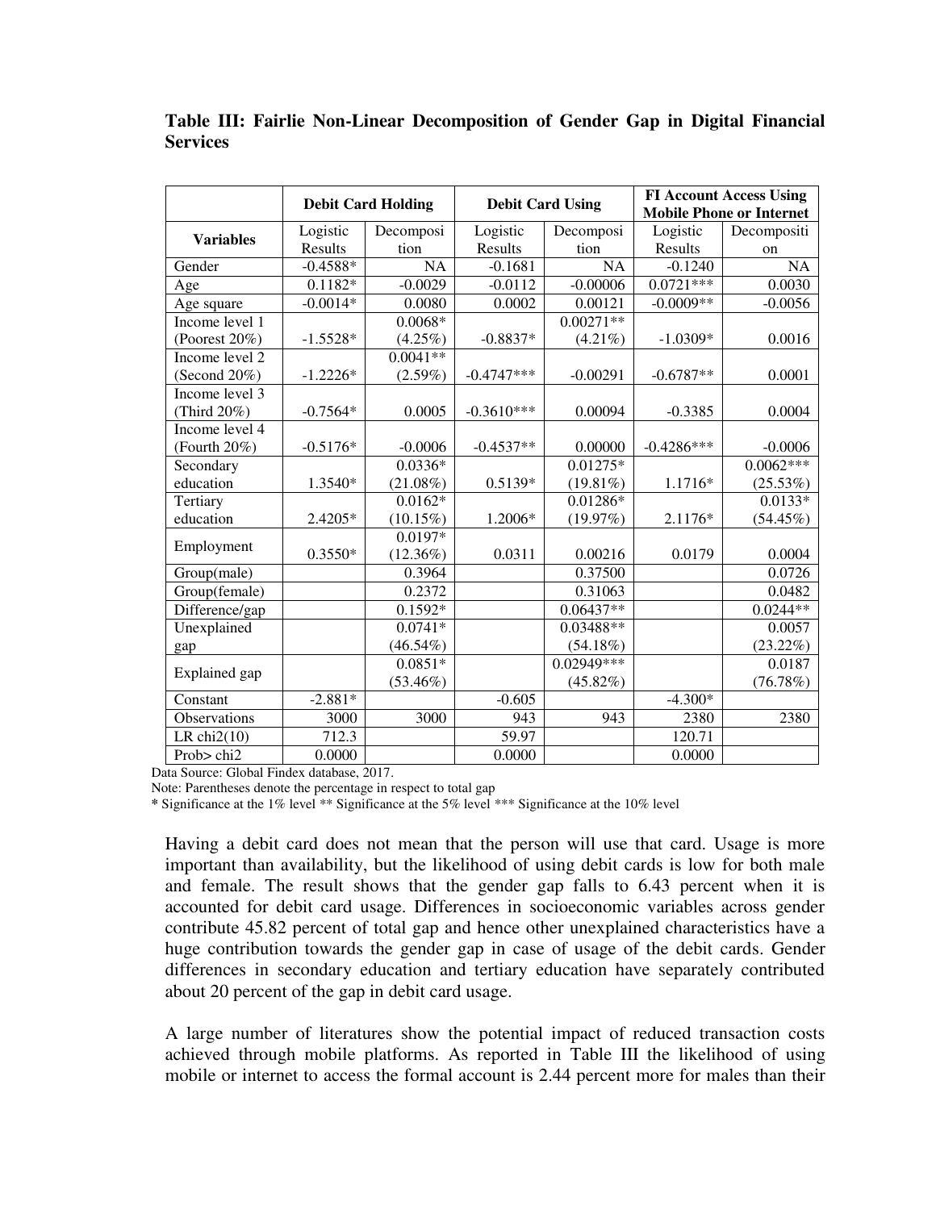**Table III: Fairlie Non-Linear Decomposition of Gender Gap in Digital Financial Services**

| Variables | Debit Card Holding | | Debit Card Using | | FI Account Access Using Mobile Phone or Internet | |
|---|---|---|---|---|---|---|
| | Logistic Results | Decomposition | Logistic Results | Decomposition | Logistic Results | Decomposition |
| Gender | -0.4588* | NA | -0.1681 | NA | -0.1240 | NA |
| Age | 0.1182* | -0.0029 | -0.0112 | -0.00006 | 0.0721*** | 0.0030 |
| Age square | -0.0014* | 0.0080 | 0.0002 | 0.00121 | -0.0009** | -0.0056 |
| Income level 1 (Poorest 20%) | -1.5528* | 0.0068* (4.25%) | -0.8837* | 0.00271** (4.21%) | -1.0309* | 0.0016 |
| Income level 2 (Second 20%) | -1.2226* | 0.0041** (2.59%) | -0.4747*** | -0.00291 | -0.6787** | 0.0001 |
| Income level 3 (Third 20%) | -0.7564* | 0.0005 | -0.3610*** | 0.00094 | -0.3385 | 0.0004 |
| Income level 4 (Fourth 20%) | -0.5176* | -0.0006 | -0.4537** | 0.00000 | -0.4286*** | -0.0006 |
| Secondary education | 1.3540* | 0.0336* (21.08%) | 0.5139* | 0.01275* (19.81%) | 1.1716* | 0.0062*** (25.53%) |
| Tertiary education | 2.4205* | 0.0162* (10.15%) | 1.2006* | 0.01286* (19.97%) | 2.1176* | 0.0133* (54.45%) |
| Employment | 0.3550* | 0.0197* (12.36%) | 0.0311 | 0.00216 | 0.0179 | 0.0004 |
| Group(male) | | 0.3964 | | 0.37500 | | 0.0726 |
| Group(female) | | 0.2372 | | 0.31063 | | 0.0482 |
| Difference/gap | | 0.1592* | | 0.06437** | | 0.0244** |
| Unexplained gap | | 0.0741* (46.54%) | | 0.03488** (54.18%) | | 0.0057 (23.22%) |
| Explained gap | | 0.0851* (53.46%) | | 0.02949*** (45.82%) | | 0.0187 (76.78%) |
| Constant | -2.881* | | -0.605 | | -4.300* | |
| Observations | 3000 | 3000 | 943 | 943 | 2380 | 2380 |
| LR chi2(10) | 712.3 | | 59.97 | | 120.71 | |
| Prob> chi2 | 0.0000 | | 0.0000 | | 0.0000 | |

Data Source: Global Findex database, 2017.

Note: Parentheses denote the percentage in respect to total gap

* Significance at the 1% level ** Significance at the 5% level *** Significance at the 10% level

Having a debit card does not mean that the person will use that card. Usage is more important than availability, but the likelihood of using debit cards is low for both male and female. The result shows that the gender gap falls to 6.43 percent when it is accounted for debit card usage. Differences in socioeconomic variables across gender contribute 45.82 percent of total gap and hence other unexplained characteristics have a huge contribution towards the gender gap in case of usage of the debit cards. Gender differences in secondary education and tertiary education have separately contributed about 20 percent of the gap in debit card usage.

A large number of literatures show the potential impact of reduced transaction costs achieved through mobile platforms. As reported in Table III the likelihood of using mobile or internet to access the formal account is 2.44 percent more for males than their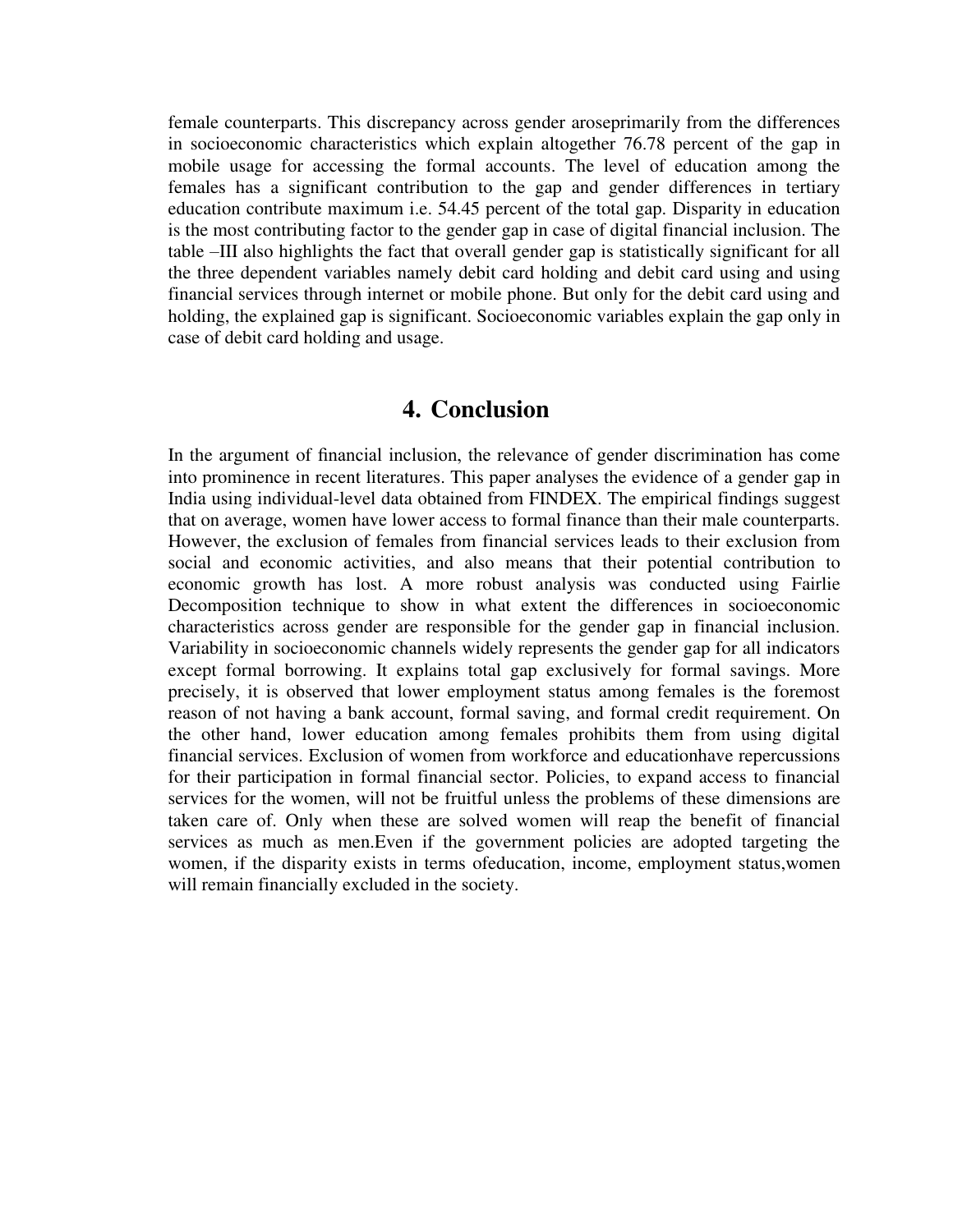female counterparts. This discrepancy across gender aroseprimarily from the differences in socioeconomic characteristics which explain altogether 76.78 percent of the gap in mobile usage for accessing the formal accounts. The level of education among the females has a significant contribution to the gap and gender differences in tertiary education contribute maximum i.e. 54.45 percent of the total gap. Disparity in education is the most contributing factor to the gender gap in case of digital financial inclusion. The table –III also highlights the fact that overall gender gap is statistically significant for all the three dependent variables namely debit card holding and debit card using and using financial services through internet or mobile phone. But only for the debit card using and holding, the explained gap is significant. Socioeconomic variables explain the gap only in case of debit card holding and usage.

# 4. Conclusion

In the argument of financial inclusion, the relevance of gender discrimination has come into prominence in recent literatures. This paper analyses the evidence of a gender gap in India using individual-level data obtained from FINDEX. The empirical findings suggest that on average, women have lower access to formal finance than their male counterparts. However, the exclusion of females from financial services leads to their exclusion from social and economic activities, and also means that their potential contribution to economic growth has lost. A more robust analysis was conducted using Fairlie Decomposition technique to show in what extent the differences in socioeconomic characteristics across gender are responsible for the gender gap in financial inclusion. Variability in socioeconomic channels widely represents the gender gap for all indicators except formal borrowing. It explains total gap exclusively for formal savings. More precisely, it is observed that lower employment status among females is the foremost reason of not having a bank account, formal saving, and formal credit requirement. On the other hand, lower education among females prohibits them from using digital financial services. Exclusion of women from workforce and educationhave repercussions for their participation in formal financial sector. Policies, to expand access to financial services for the women, will not be fruitful unless the problems of these dimensions are taken care of. Only when these are solved women will reap the benefit of financial services as much as men.Even if the government policies are adopted targeting the women, if the disparity exists in terms ofeducation, income, employment status,women will remain financially excluded in the society.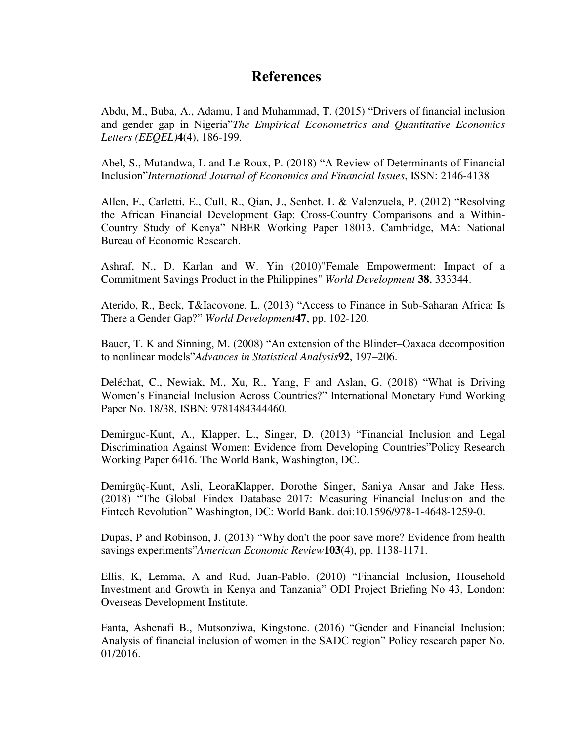# References

Abdu, M., Buba, A., Adamu, I and Muhammad, T. (2015) “Drivers of financial inclusion and gender gap in Nigeria”*The Empirical Econometrics and Quantitative Economics Letters (EEQEL)***4**(4), 186-199.

Abel, S., Mutandwa, L and Le Roux, P. (2018) “A Review of Determinants of Financial Inclusion”*International Journal of Economics and Financial Issues*, ISSN: 2146-4138

Allen, F., Carletti, E., Cull, R., Qian, J., Senbet, L & Valenzuela, P. (2012) “Resolving the African Financial Development Gap: Cross-Country Comparisons and a Within-Country Study of Kenya” NBER Working Paper 18013. Cambridge, MA: National Bureau of Economic Research.

Ashraf, N., D. Karlan and W. Yin (2010)"Female Empowerment: Impact of a Commitment Savings Product in the Philippines" *World Development* **38**, 333344.

Aterido, R., Beck, T&Iacovone, L. (2013) “Access to Finance in Sub-Saharan Africa: Is There a Gender Gap?” *World Development***47**, pp. 102-120.

Bauer, T. K and Sinning, M. (2008) “An extension of the Blinder–Oaxaca decomposition to nonlinear models”*Advances in Statistical Analysis***92**, 197–206.

Deléchat, C., Newiak, M., Xu, R., Yang, F and Aslan, G. (2018) “What is Driving Women’s Financial Inclusion Across Countries?” International Monetary Fund Working Paper No. 18/38, ISBN: 9781484344460.

Demirguc-Kunt, A., Klapper, L., Singer, D. (2013) “Financial Inclusion and Legal Discrimination Against Women: Evidence from Developing Countries”Policy Research Working Paper 6416. The World Bank, Washington, DC.

Demirgüç-Kunt, Asli, LeoraKlapper, Dorothe Singer, Saniya Ansar and Jake Hess. (2018) “The Global Findex Database 2017: Measuring Financial Inclusion and the Fintech Revolution” Washington, DC: World Bank. doi:10.1596/978-1-4648-1259-0.

Dupas, P and Robinson, J. (2013) “Why don't the poor save more? Evidence from health savings experiments”*American Economic Review***103**(4), pp. 1138-1171.

Ellis, K, Lemma, A and Rud, Juan-Pablo. (2010) “Financial Inclusion, Household Investment and Growth in Kenya and Tanzania” ODI Project Briefing No 43, London: Overseas Development Institute.

Fanta, Ashenafi B., Mutsonziwa, Kingstone. (2016) “Gender and Financial Inclusion: Analysis of financial inclusion of women in the SADC region” Policy research paper No. 01/2016.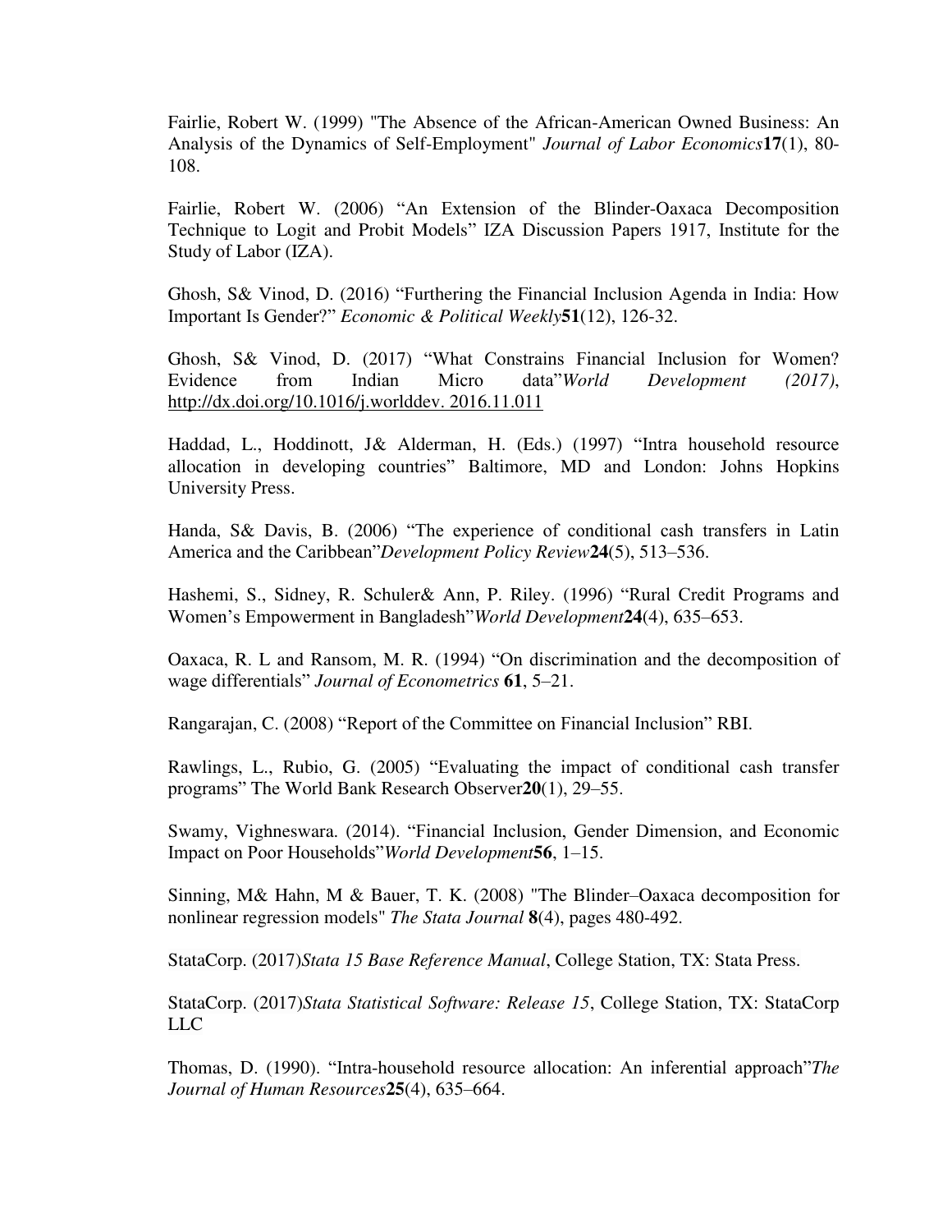Fairlie, Robert W. (1999) "The Absence of the African-American Owned Business: An Analysis of the Dynamics of Self-Employment" *Journal of Labor Economics***17**(1), 80-108.

Fairlie, Robert W. (2006) “An Extension of the Blinder-Oaxaca Decomposition Technique to Logit and Probit Models” IZA Discussion Papers 1917, Institute for the Study of Labor (IZA).

Ghosh, S& Vinod, D. (2016) “Furthering the Financial Inclusion Agenda in India: How Important Is Gender?” *Economic & Political Weekly***51**(12), 126-32.

Ghosh, S& Vinod, D. (2017) “What Constrains Financial Inclusion for Women? Evidence from Indian Micro data”*World Development (2017)*, http://dx.doi.org/10.1016/j.worlddev. 2016.11.011

Haddad, L., Hoddinott, J& Alderman, H. (Eds.) (1997) “Intra household resource allocation in developing countries” Baltimore, MD and London: Johns Hopkins University Press.

Handa, S& Davis, B. (2006) “The experience of conditional cash transfers in Latin America and the Caribbean”*Development Policy Review***24**(5), 513–536.

Hashemi, S., Sidney, R. Schuler& Ann, P. Riley. (1996) “Rural Credit Programs and Women’s Empowerment in Bangladesh”*World Development***24**(4), 635–653.

Oaxaca, R. L and Ransom, M. R. (1994) “On discrimination and the decomposition of wage differentials” *Journal of Econometrics* **61**, 5–21.

Rangarajan, C. (2008) “Report of the Committee on Financial Inclusion” RBI.

Rawlings, L., Rubio, G. (2005) “Evaluating the impact of conditional cash transfer programs” The World Bank Research Observer**20**(1), 29–55.

Swamy, Vighneswara. (2014). “Financial Inclusion, Gender Dimension, and Economic Impact on Poor Households”*World Development***56**, 1–15.

Sinning, M& Hahn, M & Bauer, T. K. (2008) "The Blinder–Oaxaca decomposition for nonlinear regression models" *The Stata Journal* **8**(4), pages 480-492.

StataCorp. (2017)*Stata 15 Base Reference Manual*, College Station, TX: Stata Press.

StataCorp. (2017)*Stata Statistical Software: Release 15*, College Station, TX: StataCorp LLC

Thomas, D. (1990). “Intra-household resource allocation: An inferential approach”*The Journal of Human Resources***25**(4), 635–664.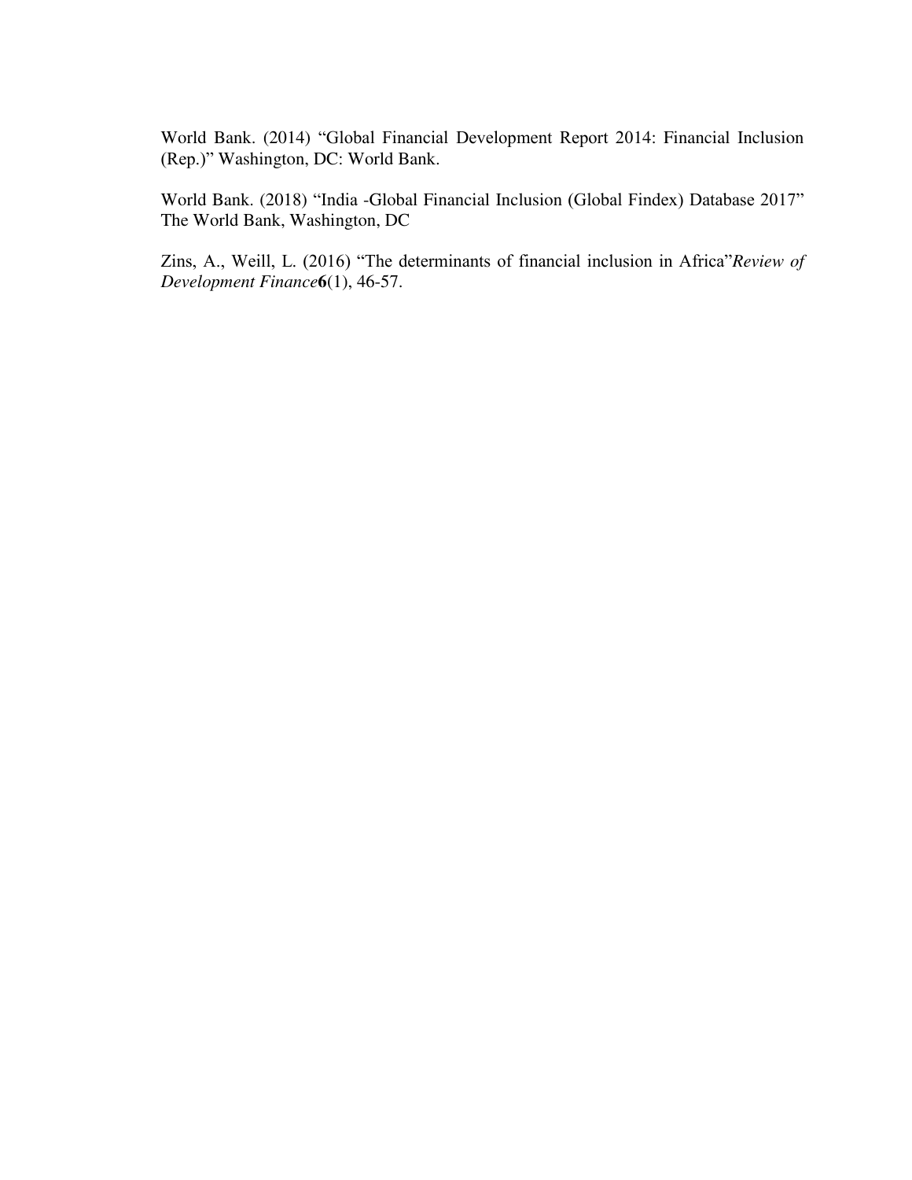World Bank. (2014) “Global Financial Development Report 2014: Financial Inclusion (Rep.)” Washington, DC: World Bank.

World Bank. (2018) “India -Global Financial Inclusion (Global Findex) Database 2017” The World Bank, Washington, DC

Zins, A., Weill, L. (2016) “The determinants of financial inclusion in Africa”*Review of Development Finance***6**(1), 46-57.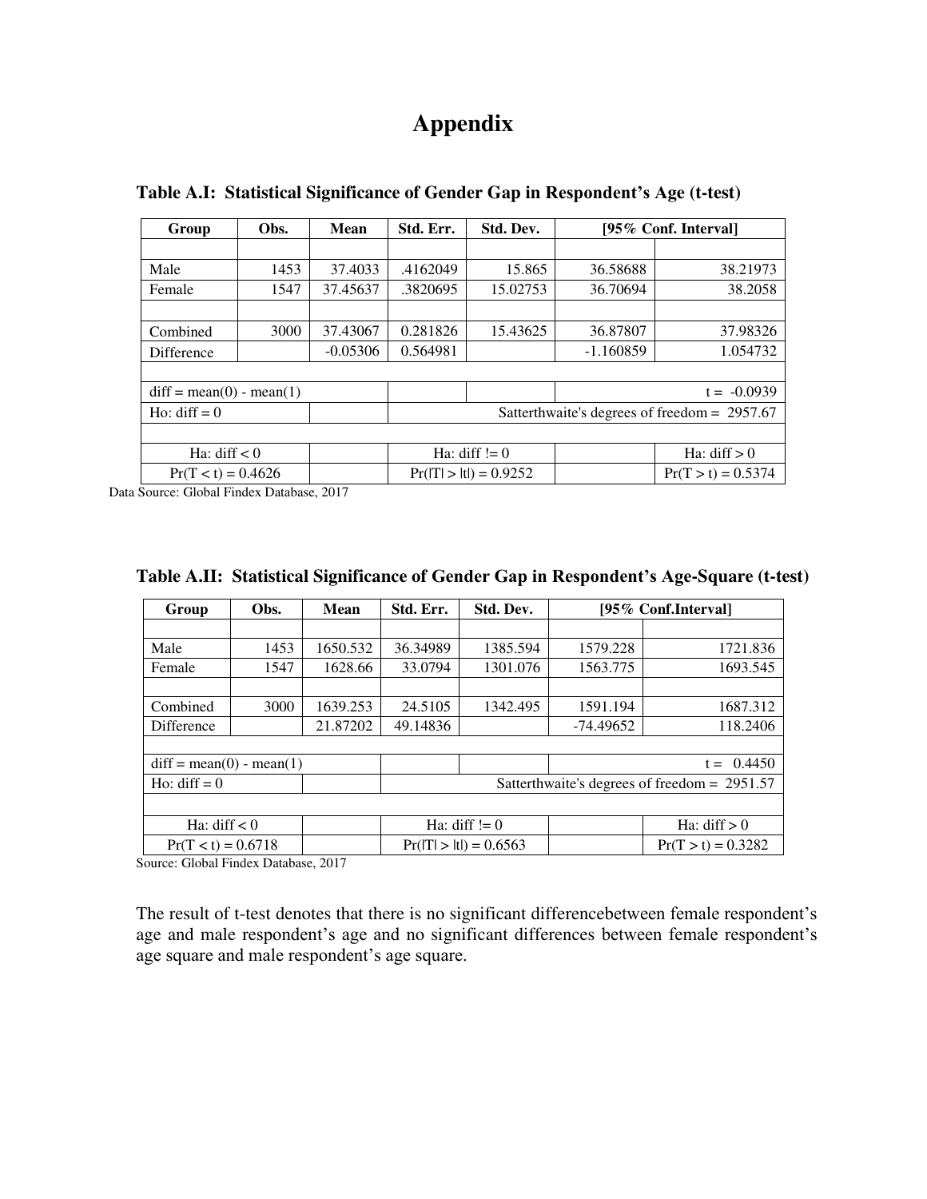# Appendix

**Table A.I: Statistical Significance of Gender Gap in Respondent's Age (t-test)**

| Group | Obs. | Mean | Std. Err. | Std. Dev. | [95% Conf. Interval] | |
|---|---|---|---|---|---|---|
| | | | | | | |
| Male | 1453 | 37.4033 | .4162049 | 15.865 | 36.58688 | 38.21973 |
| Female | 1547 | 37.45637 | .3820695 | 15.02753 | 36.70694 | 38.2058 |
| | | | | | | |
| Combined | 3000 | 37.43067 | 0.281826 | 15.43625 | 36.87807 | 37.98326 |
| Difference | | -0.05306 | 0.564981 | | -1.160859 | 1.054732 |
| | | | | | | |
| diff = mean(0) - mean(1) | | | | | | t = -0.0939 |
| Ho: diff = 0 | | | Satterthwaite's degrees of freedom = 2957.67 | | | |
| | | | | | | |
| Ha: diff < 0 | | | Ha: diff != 0 | | | Ha: diff > 0 |
| Pr(T < t) = 0.4626 | | | Pr(\|T\| > \|t\|) = 0.9252 | | | Pr(T > t) = 0.5374 |

Data Source: Global Findex Database, 2017

**Table A.II: Statistical Significance of Gender Gap in Respondent's Age-Square (t-test)**

| Group | Obs. | Mean | Std. Err. | Std. Dev. | [95% Conf.Interval] | |
|---|---|---|---|---|---|---|
| | | | | | | |
| Male | 1453 | 1650.532 | 36.34989 | 1385.594 | 1579.228 | 1721.836 |
| Female | 1547 | 1628.66 | 33.0794 | 1301.076 | 1563.775 | 1693.545 |
| | | | | | | |
| Combined | 3000 | 1639.253 | 24.5105 | 1342.495 | 1591.194 | 1687.312 |
| Difference | | 21.87202 | 49.14836 | | -74.49652 | 118.2406 |
| | | | | | | |
| diff = mean(0) - mean(1) | | | | | | t = 0.4450 |
| Ho: diff = 0 | | | Satterthwaite's degrees of freedom = 2951.57 | | | |
| | | | | | | |
| Ha: diff < 0 | | | Ha: diff != 0 | | | Ha: diff > 0 |
| Pr(T < t) = 0.6718 | | | Pr(\|T\| > \|t\|) = 0.6563 | | | Pr(T > t) = 0.3282 |

Source: Global Findex Database, 2017

The result of t-test denotes that there is no significant differencebetween female respondent's age and male respondent's age and no significant differences between female respondent's age square and male respondent's age square.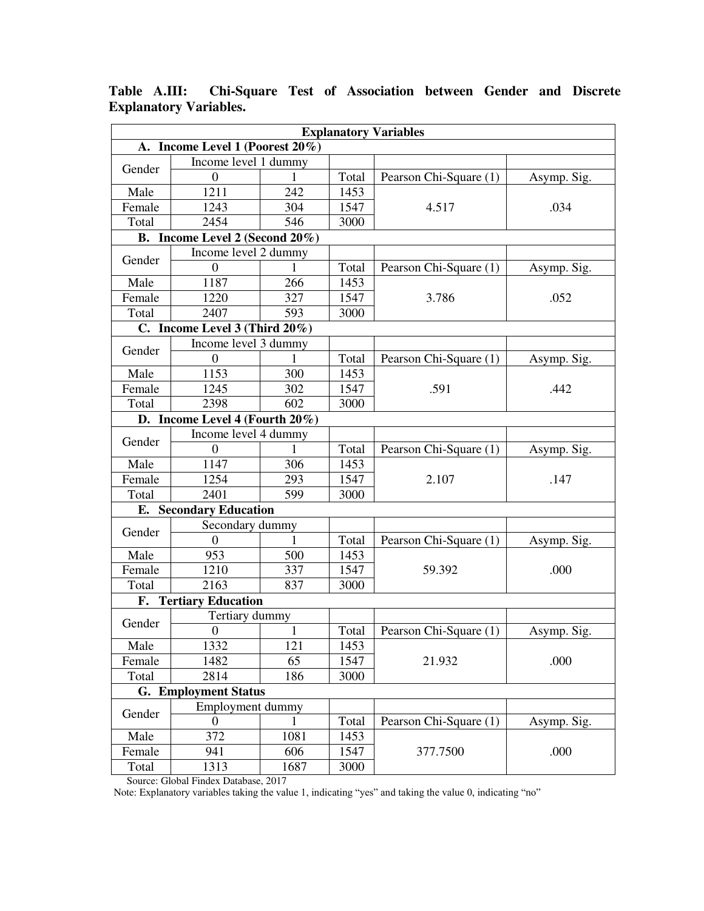**Table A.III: Chi-Square Test of Association between Gender and Discrete Explanatory Variables.**

| Explanatory Variables | | | | | |
|---|---|---|---|---|---|
| **A. Income Level 1 (Poorest 20%)** | | | | | |
| Gender | Income level 1 dummy | | | | |
| | 0 | 1 | Total | Pearson Chi-Square (1) | Asymp. Sig. |
| Male | 1211 | 242 | 1453 | 4.517 | .034 |
| Female | 1243 | 304 | 1547 | | |
| Total | 2454 | 546 | 3000 | | |
| **B. Income Level 2 (Second 20%)** | | | | | |
| Gender | Income level 2 dummy | | | | |
| | 0 | 1 | Total | Pearson Chi-Square (1) | Asymp. Sig. |
| Male | 1187 | 266 | 1453 | 3.786 | .052 |
| Female | 1220 | 327 | 1547 | | |
| Total | 2407 | 593 | 3000 | | |
| **C. Income Level 3 (Third 20%)** | | | | | |
| Gender | Income level 3 dummy | | | | |
| | 0 | 1 | Total | Pearson Chi-Square (1) | Asymp. Sig. |
| Male | 1153 | 300 | 1453 | .591 | .442 |
| Female | 1245 | 302 | 1547 | | |
| Total | 2398 | 602 | 3000 | | |
| **D. Income Level 4 (Fourth 20%)** | | | | | |
| Gender | Income level 4 dummy | | | | |
| | 0 | 1 | Total | Pearson Chi-Square (1) | Asymp. Sig. |
| Male | 1147 | 306 | 1453 | 2.107 | .147 |
| Female | 1254 | 293 | 1547 | | |
| Total | 2401 | 599 | 3000 | | |
| **E. Secondary Education** | | | | | |
| Gender | Secondary dummy | | | | |
| | 0 | 1 | Total | Pearson Chi-Square (1) | Asymp. Sig. |
| Male | 953 | 500 | 1453 | 59.392 | .000 |
| Female | 1210 | 337 | 1547 | | |
| Total | 2163 | 837 | 3000 | | |
| **F. Tertiary Education** | | | | | |
| Gender | Tertiary dummy | | | | |
| | 0 | 1 | Total | Pearson Chi-Square (1) | Asymp. Sig. |
| Male | 1332 | 121 | 1453 | 21.932 | .000 |
| Female | 1482 | 65 | 1547 | | |
| Total | 2814 | 186 | 3000 | | |
| **G. Employment Status** | | | | | |
| Gender | Employment dummy | | | | |
| | 0 | 1 | Total | Pearson Chi-Square (1) | Asymp. Sig. |
| Male | 372 | 1081 | 1453 | 377.7500 | .000 |
| Female | 941 | 606 | 1547 | | |
| Total | 1313 | 1687 | 3000 | | |

Source: Global Findex Database, 2017

Note: Explanatory variables taking the value 1, indicating "yes" and taking the value 0, indicating "no"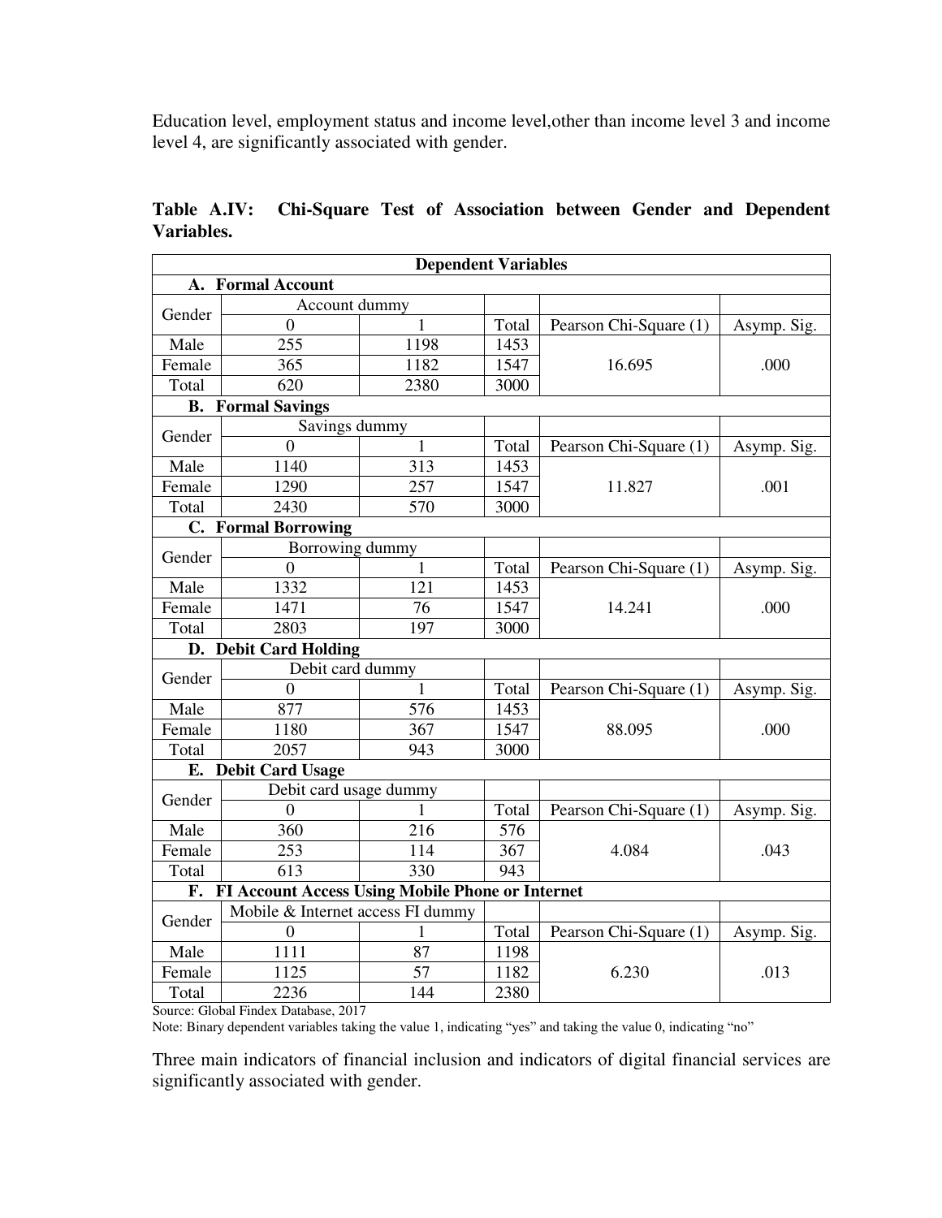Education level, employment status and income level,other than income level 3 and income level 4, are significantly associated with gender.

**Table A.IV: Chi-Square Test of Association between Gender and Dependent Variables.**

| Dependent Variables | | | | | |
|---|---|---|---|---|---|
| **A. Formal Account** | | | | | |
| Gender | Account dummy | | | | |
| | 0 | 1 | Total | Pearson Chi-Square (1) | Asymp. Sig. |
| Male | 255 | 1198 | 1453 | 16.695 | .000 |
| Female | 365 | 1182 | 1547 | | |
| Total | 620 | 2380 | 3000 | | |
| **B. Formal Savings** | | | | | |
| Gender | Savings dummy | | | | |
| | 0 | 1 | Total | Pearson Chi-Square (1) | Asymp. Sig. |
| Male | 1140 | 313 | 1453 | 11.827 | .001 |
| Female | 1290 | 257 | 1547 | | |
| Total | 2430 | 570 | 3000 | | |
| **C. Formal Borrowing** | | | | | |
| Gender | Borrowing dummy | | | | |
| | 0 | 1 | Total | Pearson Chi-Square (1) | Asymp. Sig. |
| Male | 1332 | 121 | 1453 | 14.241 | .000 |
| Female | 1471 | 76 | 1547 | | |
| Total | 2803 | 197 | 3000 | | |
| **D. Debit Card Holding** | | | | | |
| Gender | Debit card dummy | | | | |
| | 0 | 1 | Total | Pearson Chi-Square (1) | Asymp. Sig. |
| Male | 877 | 576 | 1453 | 88.095 | .000 |
| Female | 1180 | 367 | 1547 | | |
| Total | 2057 | 943 | 3000 | | |
| **E. Debit Card Usage** | | | | | |
| Gender | Debit card usage dummy | | | | |
| | 0 | 1 | Total | Pearson Chi-Square (1) | Asymp. Sig. |
| Male | 360 | 216 | 576 | 4.084 | .043 |
| Female | 253 | 114 | 367 | | |
| Total | 613 | 330 | 943 | | |
| **F. FI Account Access Using Mobile Phone or Internet** | | | | | |
| Gender | Mobile & Internet access FI dummy | | | | |
| | 0 | 1 | Total | Pearson Chi-Square (1) | Asymp. Sig. |
| Male | 1111 | 87 | 1198 | 6.230 | .013 |
| Female | 1125 | 57 | 1182 | | |
| Total | 2236 | 144 | 2380 | | |

Source: Global Findex Database, 2017

Note: Binary dependent variables taking the value 1, indicating "yes" and taking the value 0, indicating "no"

Three main indicators of financial inclusion and indicators of digital financial services are significantly associated with gender.